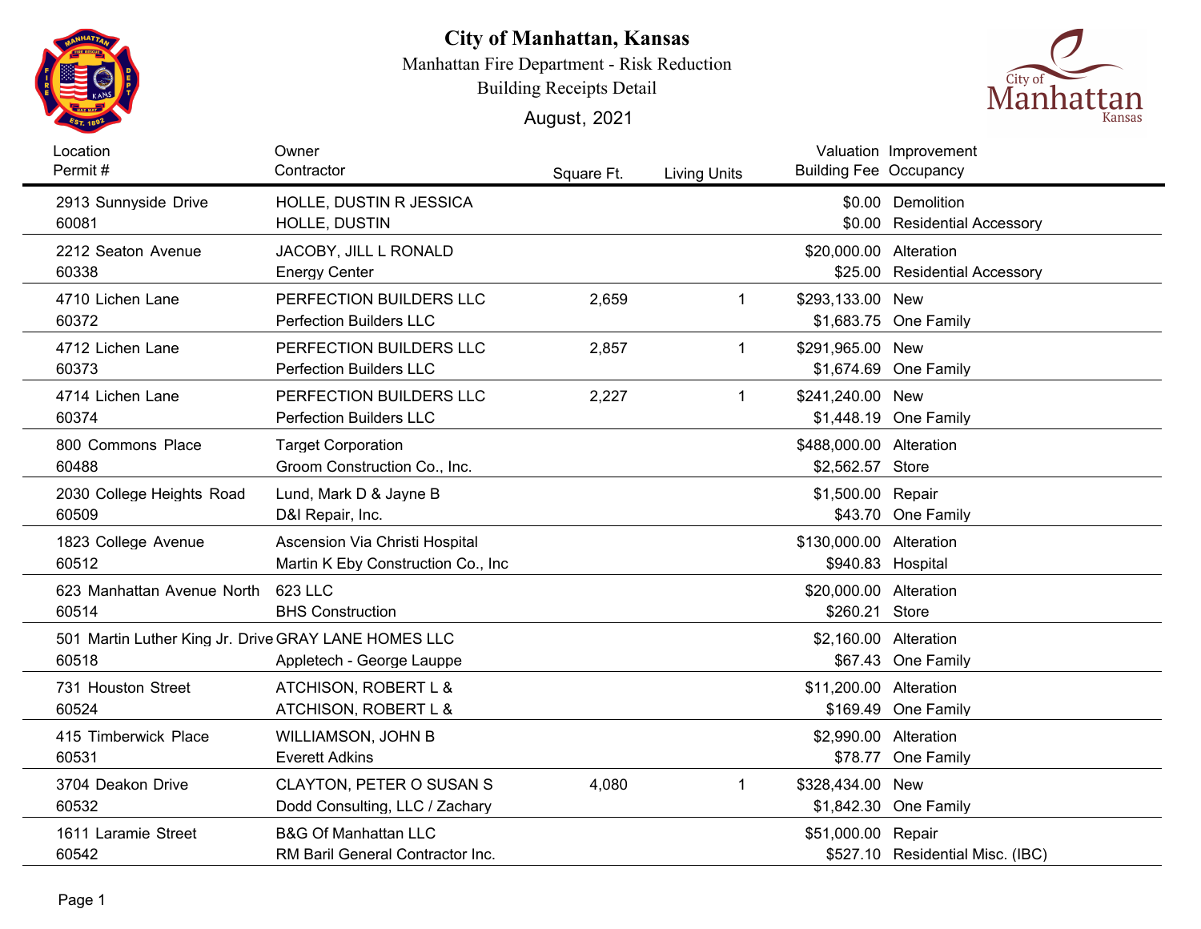# City of Manhattan, Kansas

Manhattan Fire Department - Risk Reduction

Building Receipts Detail

August, 2021

| Location<br>Permit # | Owner<br>Contractor | Square Ft. | Living Units | Valuation<br>Building Fee | Improvement<br>Occupancy |
|---|---|---|---|---|---|
| 2913 Sunnyside Drive<br>60081 | HOLLE, DUSTIN R JESSICA<br>HOLLE, DUSTIN | | | $0.00<br>$0.00 | Demolition<br>Residential Accessory |
| 2212 Seaton Avenue<br>60338 | JACOBY, JILL L RONALD<br>Energy Center | | | $20,000.00<br>$25.00 | Alteration<br>Residential Accessory |
| 4710 Lichen Lane<br>60372 | PERFECTION BUILDERS LLC<br>Perfection Builders LLC | 2,659 | 1 | $293,133.00<br>$1,683.75 | New<br>One Family |
| 4712 Lichen Lane<br>60373 | PERFECTION BUILDERS LLC<br>Perfection Builders LLC | 2,857 | 1 | $291,965.00<br>$1,674.69 | New<br>One Family |
| 4714 Lichen Lane<br>60374 | PERFECTION BUILDERS LLC<br>Perfection Builders LLC | 2,227 | 1 | $241,240.00<br>$1,448.19 | New<br>One Family |
| 800 Commons Place<br>60488 | Target Corporation<br>Groom Construction Co., Inc. | | | $488,000.00<br>$2,562.57 | Alteration<br>Store |
| 2030 College Heights Road<br>60509 | Lund, Mark D & Jayne B<br>D&I Repair, Inc. | | | $1,500.00<br>$43.70 | Repair<br>One Family |
| 1823 College Avenue<br>60512 | Ascension Via Christi Hospital<br>Martin K Eby Construction Co., Inc | | | $130,000.00<br>$940.83 | Alteration<br>Hospital |
| 623 Manhattan Avenue North<br>60514 | 623 LLC<br>BHS Construction | | | $20,000.00<br>$260.21 | Alteration<br>Store |
| 501 Martin Luther King Jr. Drive<br>60518 | GRAY LANE HOMES LLC<br>Appletech - George Lauppe | | | $2,160.00<br>$67.43 | Alteration<br>One Family |
| 731 Houston Street<br>60524 | ATCHISON, ROBERT L &<br>ATCHISON, ROBERT L & | | | $11,200.00<br>$169.49 | Alteration<br>One Family |
| 415 Timberwick Place<br>60531 | WILLIAMSON, JOHN B<br>Everett Adkins | | | $2,990.00<br>$78.77 | Alteration<br>One Family |
| 3704 Deakon Drive<br>60532 | CLAYTON, PETER O SUSAN S<br>Dodd Consulting, LLC / Zachary | 4,080 | 1 | $328,434.00<br>$1,842.30 | New<br>One Family |
| 1611 Laramie Street<br>60542 | B&G Of Manhattan LLC<br>RM Baril General Contractor Inc. | | | $51,000.00<br>$527.10 | Repair<br>Residential Misc. (IBC) |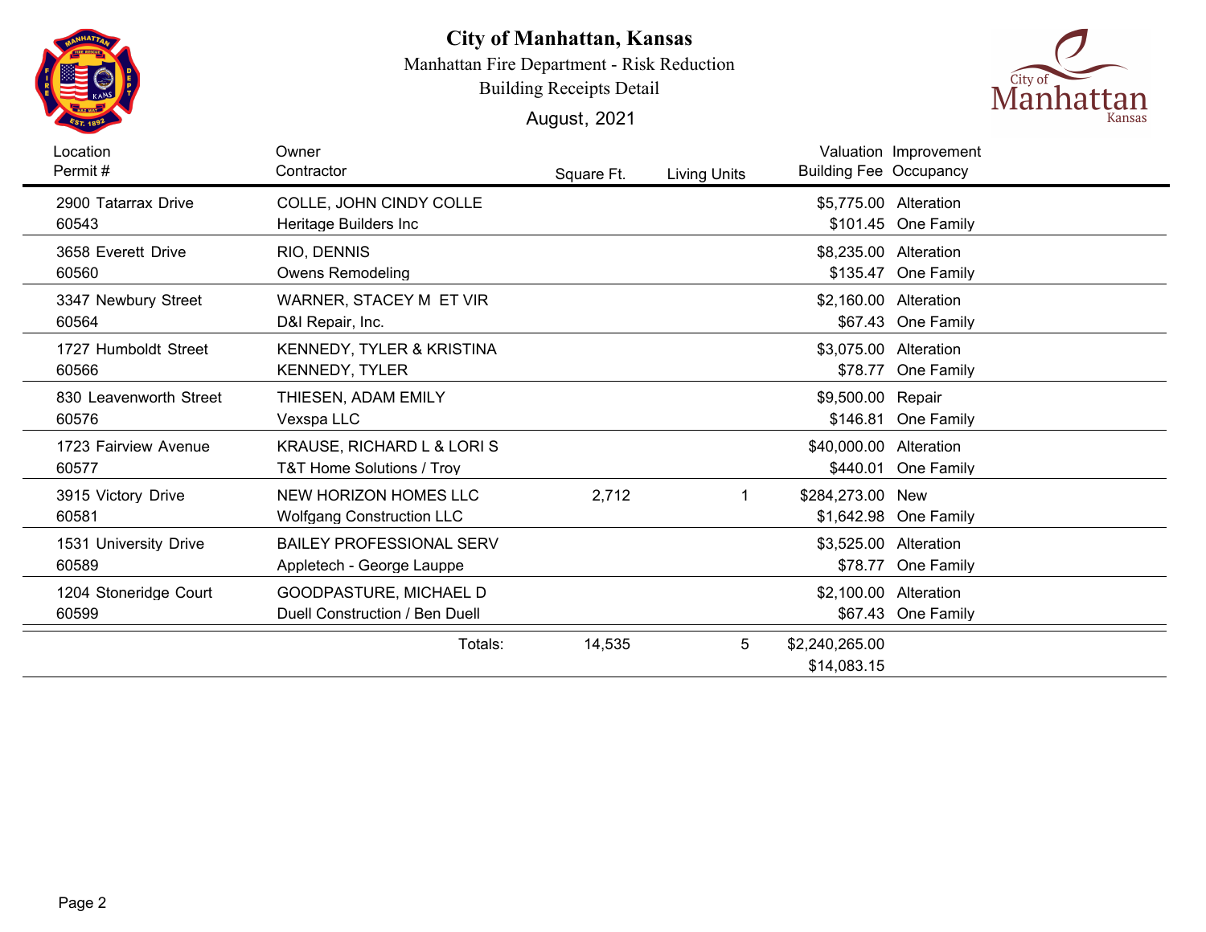# City of Manhattan, Kansas

Manhattan Fire Department - Risk Reduction

Building Receipts Detail

August, 2021

| Location<br>Permit # | Owner<br>Contractor | Square Ft. | Living Units | Valuation<br>Building Fee | Improvement<br>Occupancy |
|---|---|---|---|---|---|
| 2900 Tatarrax Drive<br>60543 | COLLE, JOHN CINDY COLLE<br>Heritage Builders Inc | | | $5,775.00<br>$101.45 | Alteration<br>One Family |
| 3658 Everett Drive<br>60560 | RIO, DENNIS<br>Owens Remodeling | | | $8,235.00<br>$135.47 | Alteration<br>One Family |
| 3347 Newbury Street<br>60564 | WARNER, STACEY M ET VIR<br>D&I Repair, Inc. | | | $2,160.00<br>$67.43 | Alteration<br>One Family |
| 1727 Humboldt Street<br>60566 | KENNEDY, TYLER & KRISTINA<br>KENNEDY, TYLER | | | $3,075.00<br>$78.77 | Alteration<br>One Family |
| 830 Leavenworth Street<br>60576 | THIESEN, ADAM EMILY<br>Vexspa LLC | | | $9,500.00<br>$146.81 | Repair<br>One Family |
| 1723 Fairview Avenue<br>60577 | KRAUSE, RICHARD L & LORI S<br>T&T Home Solutions / Troy | | | $40,000.00<br>$440.01 | Alteration<br>One Family |
| 3915 Victory Drive<br>60581 | NEW HORIZON HOMES LLC<br>Wolfgang Construction LLC | 2,712 | 1 | $284,273.00<br>$1,642.98 | New<br>One Family |
| 1531 University Drive<br>60589 | BAILEY PROFESSIONAL SERV<br>Appletech - George Lauppe | | | $3,525.00<br>$78.77 | Alteration<br>One Family |
| 1204 Stoneridge Court<br>60599 | GOODPASTURE, MICHAEL D<br>Duell Construction / Ben Duell | | | $2,100.00<br>$67.43 | Alteration<br>One Family |
| | Totals: | 14,535 | 5 | $2,240,265.00<br>$14,083.15 | |